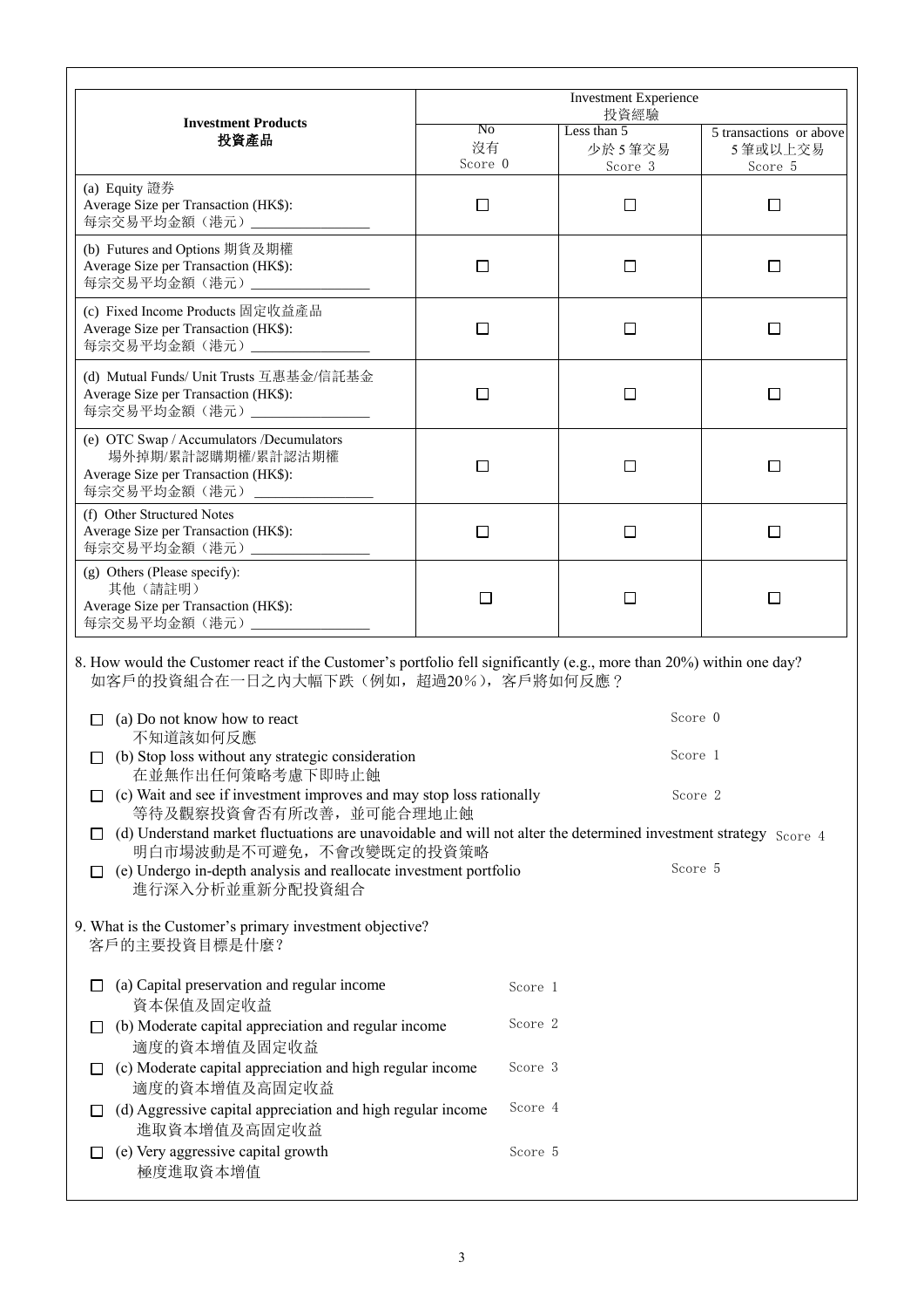| **Investment Products 投資產品** | Investment Experience 投資經驗 | | |
|---|---|---|---|
| | No 沒有 Score 0 | Less than 5 少於 5 筆交易 Score 3 | 5 transactions or above 5 筆或以上交易 Score 5 |
| (a) Equity 證券<br>Average Size per Transaction (HK$):<br>每宗交易平均金額（港元）________________ | ☐ | ☐ | ☐ |
| (b) Futures and Options 期貨及期權<br>Average Size per Transaction (HK$):<br>每宗交易平均金額（港元）________________ | ☐ | ☐ | ☐ |
| (c) Fixed Income Products 固定收益產品<br>Average Size per Transaction (HK$):<br>每宗交易平均金額（港元）________________ | ☐ | ☐ | ☐ |
| (d) Mutual Funds/ Unit Trusts 互惠基金/信託基金<br>Average Size per Transaction (HK$):<br>每宗交易平均金額（港元）________________ | ☐ | ☐ | ☐ |
| (e) OTC Swap / Accumulators /Decumulators<br>場外掉期/累計認購期權/累計認沽期權<br>Average Size per Transaction (HK$):<br>每宗交易平均金額（港元）________________ | ☐ | ☐ | ☐ |
| (f) Other Structured Notes<br>Average Size per Transaction (HK$):<br>每宗交易平均金額（港元）________________ | ☐ | ☐ | ☐ |
| (g) Others (Please specify):<br>其他（請註明）<br>Average Size per Transaction (HK$):<br>每宗交易平均金額（港元）________________ | ☐ | ☐ | ☐ |

8. How would the Customer react if the Customer's portfolio fell significantly (e.g., more than 20%) within one day?
如客戶的投資組合在一日之內大幅下跌（例如，超過20%），客戶將如何反應？

- ☐ (a) Do not know how to react 不知道該如何反應 — Score 0
- ☐ (b) Stop loss without any strategic consideration 在並無作出任何策略考慮下即時止蝕 — Score 1
- ☐ (c) Wait and see if investment improves and may stop loss rationally 等待及觀察投資會否有所改善，並可能合理地止蝕 — Score 2
- ☐ (d) Understand market fluctuations are unavoidable and will not alter the determined investment strategy 明白市場波動是不可避免，不會改變既定的投資策略 — Score 4
- ☐ (e) Undergo in-depth analysis and reallocate investment portfolio 進行深入分析並重新分配投資組合 — Score 5

9. What is the Customer's primary investment objective?
客戶的主要投資目標是什麼？

- ☐ (a) Capital preservation and regular income 資本保值及固定收益 — Score 1
- ☐ (b) Moderate capital appreciation and regular income 適度的資本增值及固定收益 — Score 2
- ☐ (c) Moderate capital appreciation and high regular income 適度的資本增值及高固定收益 — Score 3
- ☐ (d) Aggressive capital appreciation and high regular income 進取資本增值及高固定收益 — Score 4
- ☐ (e) Very aggressive capital growth 極度進取資本增值 — Score 5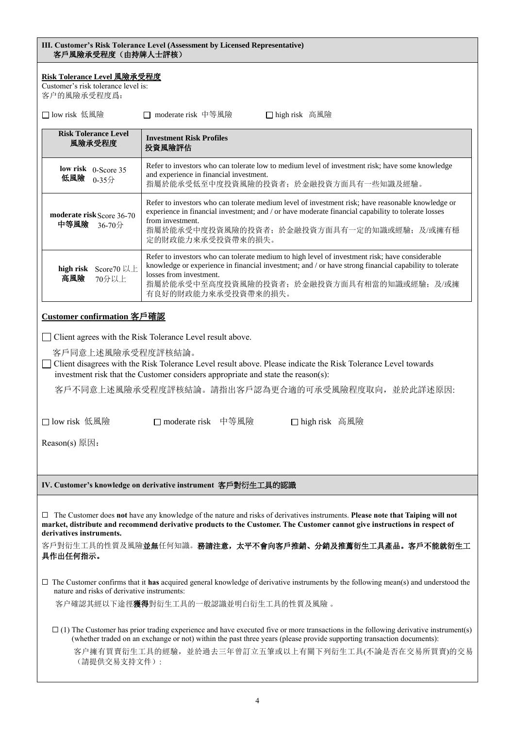## III. Customer's Risk Tolerance Level (Assessment by Licensed Representative)
## 客戶風險承受程度（由持牌人士評核）

**Risk Tolerance Level 風險承受程度**

Customer's risk tolerance level is:
客户的風險承受程度爲：

☐ low risk 低風險 ☐ moderate risk 中等風險 ☐ high risk 高風險

| Risk Tolerance Level 風險承受程度 | Investment Risk Profiles 投資風險評估 |
|---|---|
| **low risk 低風險** 0-Score 35 0-35分 | Refer to investors who can tolerate low to medium level of investment risk; have some knowledge and experience in financial investment. 指屬於能承受低至中度投資風險的投資者；於金融投資方面具有一些知識及經驗。 |
| **moderate risk 中等風險** Score 36-70 36-70分 | Refer to investors who can tolerate medium level of investment risk; have reasonable knowledge or experience in financial investment; and / or have moderate financial capability to tolerate losses from investment. 指屬於能承受中度投資風險的投資者；於金融投資方面具有一定的知識或經驗；及/或擁有穩定的財政能力來承受投資帶來的損失。 |
| **high risk 高風險** Score70 以上 70分以上 | Refer to investors who can tolerate medium to high level of investment risk; have considerable knowledge or experience in financial investment; and / or have strong financial capability to tolerate losses from investment. 指屬於能承受中至高度投資風險的投資者；於金融投資方面具有相當的知識或經驗；及/或擁有良好的財政能力來承受投資帶來的損失。 |

**Customer confirmation 客戶確認**

☐ Client agrees with the Risk Tolerance Level result above.

客戶同意上述風險承受程度評核結論。

☐ Client disagrees with the Risk Tolerance Level result above. Please indicate the Risk Tolerance Level towards investment risk that the Customer considers appropriate and state the reason(s):

客戶不同意上述風險承受程度評核結論。請指出客戶認為更合適的可承受風險程度取向，並於此詳述原因:

☐ low risk 低風險 ☐ moderate risk 中等風險 ☐ high risk 高風險

Reason(s) 原因：

## IV. Customer's knowledge on derivative instrument 客戶對衍生工具的認識

☐ The Customer does **not** have any knowledge of the nature and risks of derivatives instruments. **Please note that Taiping will not market, distribute and recommend derivative products to the Customer. The Customer cannot give instructions in respect of derivatives instruments.**

客戶對衍生工具的性質及風險**並無**任何知識。**務請注意，太平不會向客戶推銷、分銷及推薦衍生工具產品。客戶不能就衍生工具作出任何指示。**

☐ The Customer confirms that it **has** acquired general knowledge of derivative instruments by the following mean(s) and understood the nature and risks of derivative instruments:

客户確認其經以下途徑**獲得**對衍生工具的一般認識並明白衍生工具的性質及風險 。

☐ (1) The Customer has prior trading experience and have executed five or more transactions in the following derivative instrument(s) (whether traded on an exchange or not) within the past three years (please provide supporting transaction documents):

客户擁有買賣衍生工具的經驗，並於過去三年曾訂立五筆或以上有關下列衍生工具(不論是否在交易所買賣)的交易（請提供交易支持文件）: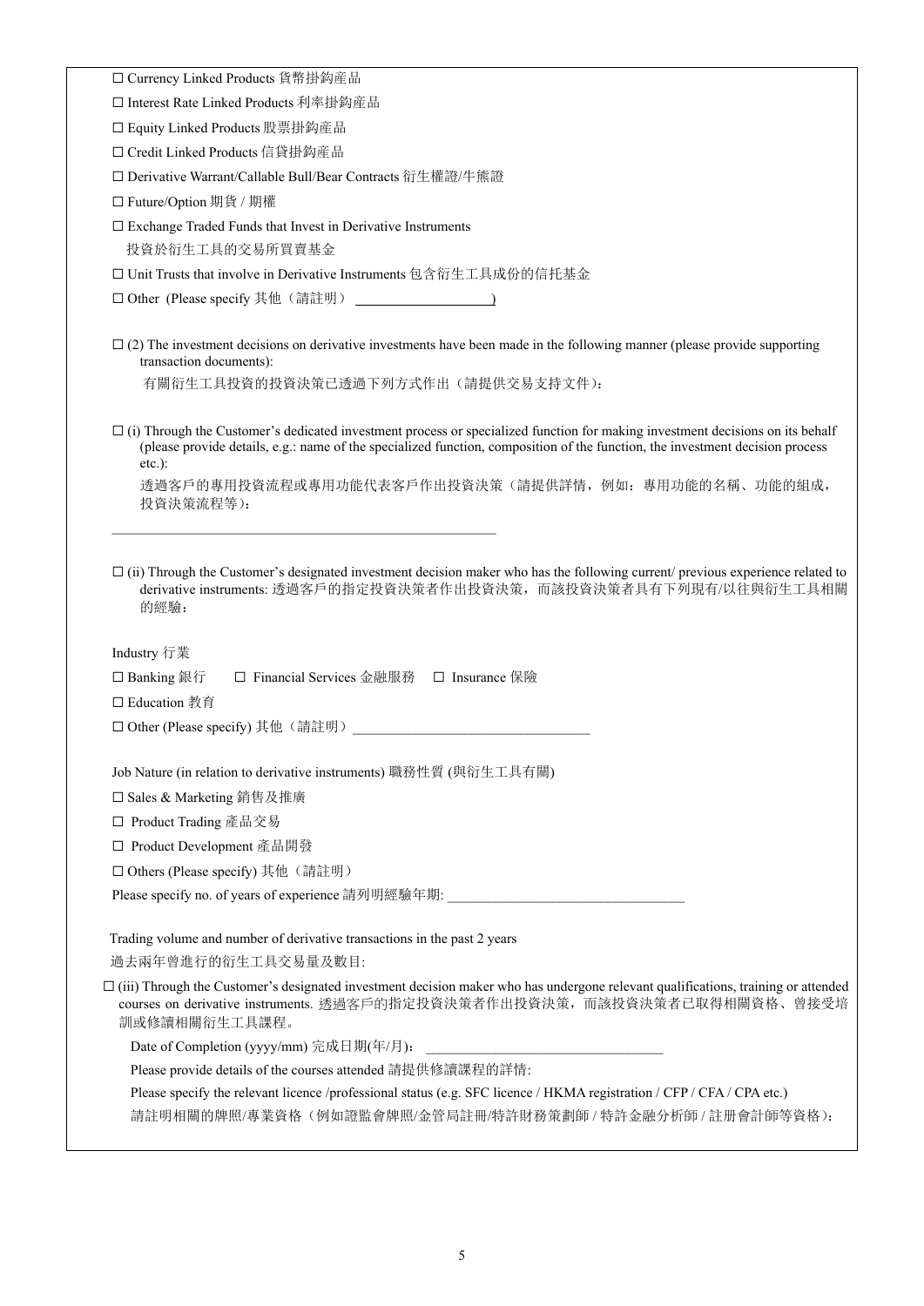☐ Currency Linked Products 貨幣掛鈎產品

☐ Interest Rate Linked Products 利率掛鈎產品

☐ Equity Linked Products 股票掛鈎產品

☐ Credit Linked Products 信貸掛鈎產品

☐ Derivative Warrant/Callable Bull/Bear Contracts 衍生權證/牛熊證

☐ Future/Option 期貨 / 期權

☐ Exchange Traded Funds that Invest in Derivative Instruments
投資於衍生工具的交易所買賣基金

☐ Unit Trusts that involve in Derivative Instruments 包含衍生工具成份的信托基金

☐ Other (Please specify 其他（請註明） ____________________)

☐ (2) The investment decisions on derivative investments have been made in the following manner (please provide supporting transaction documents):
有關衍生工具投資的投資決策已透過下列方式作出（請提供交易支持文件）:

☐ (i) Through the Customer's dedicated investment process or specialized function for making investment decisions on its behalf (please provide details, e.g.: name of the specialized function, composition of the function, the investment decision process etc.):
透過客戶的專用投資流程或專用功能代表客戶作出投資決策（請提供詳情，例如：專用功能的名稱、功能的組成，投資決策流程等）:

________________________________________________________

☐ (ii) Through the Customer's designated investment decision maker who has the following current/ previous experience related to derivative instruments: 透過客戶的指定投資決策者作出投資決策，而該投資決策者具有下列現有/以往與衍生工具相關的經驗：

Industry 行業

☐ Banking 銀行 ☐ Financial Services 金融服務 ☐ Insurance 保險

☐ Education 教育

☐ Other (Please specify) 其他（請註明） ________________________________

Job Nature (in relation to derivative instruments) 職務性質 (與衍生工具有關)

☐ Sales & Marketing 銷售及推廣

☐ Product Trading 產品交易

☐ Product Development 產品開發

☐ Others (Please specify) 其他（請註明）

Please specify no. of years of experience 請列明經驗年期: ________________________________

Trading volume and number of derivative transactions in the past 2 years
過去兩年曾進行的衍生工具交易量及數目:

☐ (iii) Through the Customer's designated investment decision maker who has undergone relevant qualifications, training or attended courses on derivative instruments. 透過客戶的指定投資決策者作出投資決策，而該投資決策者已取得相關資格、曾接受培訓或修讀相關衍生工具課程。

Date of Completion (yyyy/mm) 完成日期(年/月)： ________________________________

Please provide details of the courses attended 請提供修讀課程的詳情:

Please specify the relevant licence /professional status (e.g. SFC licence / HKMA registration / CFP / CFA / CPA etc.)
請註明相關的牌照/專業資格（例如證監會牌照/金管局註冊/特許財務策劃師 / 特許金融分析師 / 註冊會計師等資格）: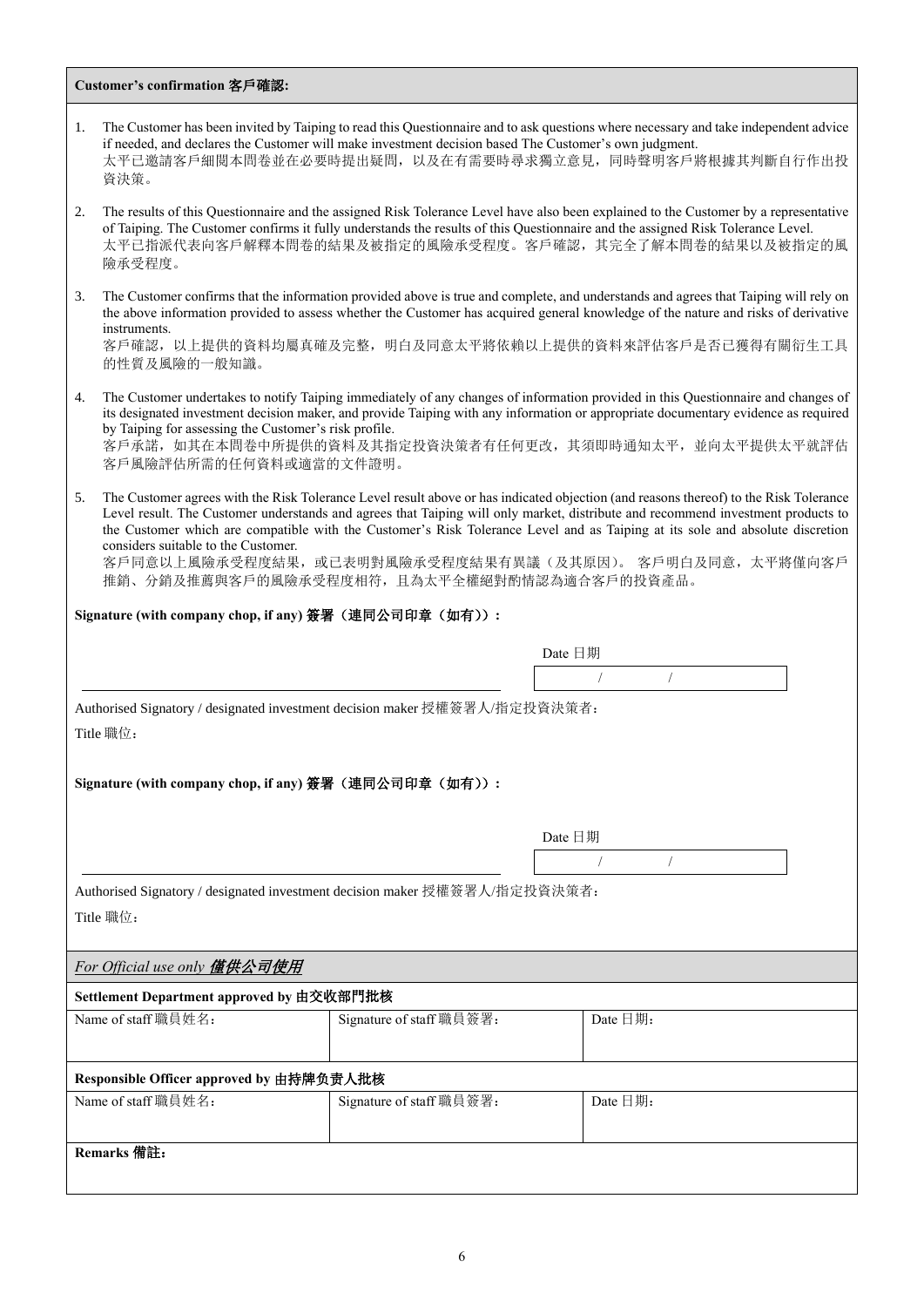**Customer's confirmation 客戶確認:**

1. The Customer has been invited by Taiping to read this Questionnaire and to ask questions where necessary and take independent advice if needed, and declares the Customer will make investment decision based The Customer's own judgment.
   太平已邀請客戶細閱本問卷並在必要時提出疑問，以及在有需要時尋求獨立意見，同時聲明客戶將根據其判斷自行作出投資決策。

2. The results of this Questionnaire and the assigned Risk Tolerance Level have also been explained to the Customer by a representative of Taiping. The Customer confirms it fully understands the results of this Questionnaire and the assigned Risk Tolerance Level.
   太平已指派代表向客戶解釋本問卷的結果及被指定的風險承受程度。客戶確認，其完全了解本問卷的結果以及被指定的風險承受程度。

3. The Customer confirms that the information provided above is true and complete, and understands and agrees that Taiping will rely on the above information provided to assess whether the Customer has acquired general knowledge of the nature and risks of derivative instruments.
   客戶確認，以上提供的資料均屬真確及完整，明白及同意太平將依賴以上提供的資料來評估客戶是否已獲得有關衍生工具的性質及風險的一般知識。

4. The Customer undertakes to notify Taiping immediately of any changes of information provided in this Questionnaire and changes of its designated investment decision maker, and provide Taiping with any information or appropriate documentary evidence as required by Taiping for assessing the Customer's risk profile.
   客戶承諾，如其在本問卷中所提供的資料及其指定投資決策者有任何更改，其須即時通知太平，並向太平提供太平就評估客戶風險評估所需的任何資料或適當的文件證明。

5. The Customer agrees with the Risk Tolerance Level result above or has indicated objection (and reasons thereof) to the Risk Tolerance Level result. The Customer understands and agrees that Taiping will only market, distribute and recommend investment products to the Customer which are compatible with the Customer's Risk Tolerance Level and as Taiping at its sole and absolute discretion considers suitable to the Customer.
   客戶同意以上風險承受程度結果，或已表明對風險承受程度結果有異議（及其原因）。 客戶明白及同意，太平將僅向客戶推銷、分銷及推薦與客戶的風險承受程度相符，且為太平全權絕對酌情認為適合客戶的投資產品。

**Signature (with company chop, if any) 簽署（連同公司印章（如有））:**

\_\_\_\_\_\_\_\_\_\_\_\_\_\_\_\_\_\_\_\_\_\_\_\_\_\_\_\_\_\_ Date 日期 \_\_\_\_ / \_\_\_\_ / \_\_\_\_

Authorised Signatory / designated investment decision maker 授權簽署人/指定投資決策者:

Title 職位:

**Signature (with company chop, if any) 簽署（連同公司印章（如有））:**

\_\_\_\_\_\_\_\_\_\_\_\_\_\_\_\_\_\_\_\_\_\_\_\_\_\_\_\_\_\_ Date 日期 \_\_\_\_ / \_\_\_\_ / \_\_\_\_

Authorised Signatory / designated investment decision maker 授權簽署人/指定投資決策者:

Title 職位:

*For Official use only 僅供公司使用*

| **Settlement Department approved by 由交收部門批核** | | |
|---|---|---|
| Name of staff 職員姓名: | Signature of staff 職員簽署: | Date 日期: |
| **Responsible Officer approved by 由持牌負责人批核** | | |
| Name of staff 職員姓名: | Signature of staff 職員簽署: | Date 日期: |
| **Remarks 備註:** | | |